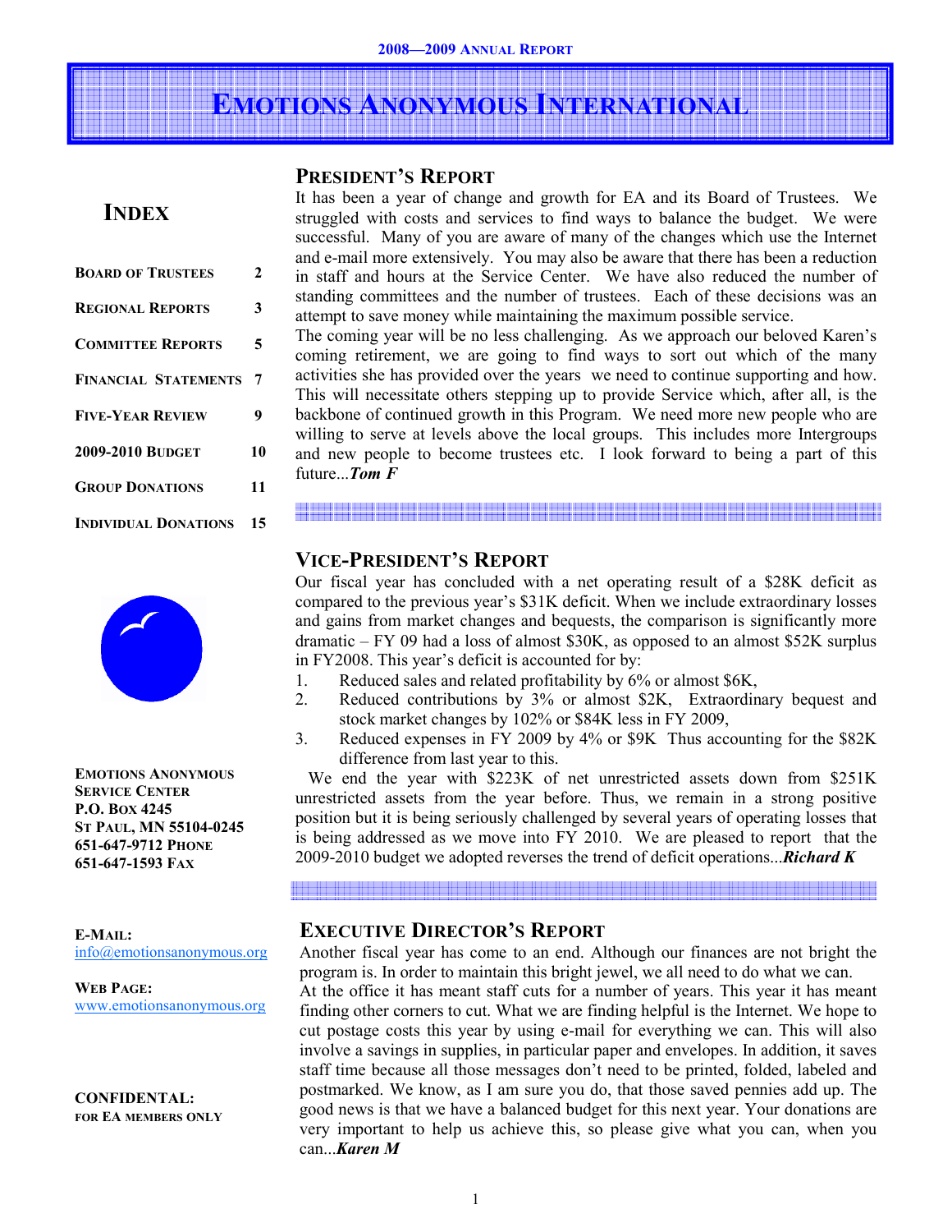2008—2009 ANNUAL REPORT

# EMOTIONS ANONYMOUS INTERNATIONAL

## INDEX

| | |
|---|---|
| BOARD OF TRUSTEES | 2 |
| REGIONAL REPORTS | 3 |
| COMMITTEE REPORTS | 5 |
| FINANCIAL STATEMENTS | 7 |
| FIVE-YEAR REVIEW | 9 |
| 2009-2010 BUDGET | 10 |
| GROUP DONATIONS | 11 |
| INDIVIDUAL DONATIONS | 15 |

**EMOTIONS ANONYMOUS SERVICE CENTER**
**P.O. BOX 4245**
**ST PAUL, MN 55104-0245**
**651-647-9712 PHONE**
**651-647-1593 FAX**

**E-MAIL:**
info@emotionsanonymous.org

**WEB PAGE:**
www.emotionsanonymous.org

**CONFIDENTAL:**
**FOR EA MEMBERS ONLY**

## PRESIDENT'S REPORT

It has been a year of change and growth for EA and its Board of Trustees. We struggled with costs and services to find ways to balance the budget. We were successful. Many of you are aware of many of the changes which use the Internet and e-mail more extensively. You may also be aware that there has been a reduction in staff and hours at the Service Center. We have also reduced the number of standing committees and the number of trustees. Each of these decisions was an attempt to save money while maintaining the maximum possible service.

The coming year will be no less challenging. As we approach our beloved Karen's coming retirement, we are going to find ways to sort out which of the many activities she has provided over the years we need to continue supporting and how. This will necessitate others stepping up to provide Service which, after all, is the backbone of continued growth in this Program. We need more new people who are willing to serve at levels above the local groups. This includes more Intergroups and new people to become trustees etc. I look forward to being a part of this future...***Tom F***

## VICE-PRESIDENT'S REPORT

Our fiscal year has concluded with a net operating result of a $28K deficit as compared to the previous year's $31K deficit. When we include extraordinary losses and gains from market changes and bequests, the comparison is significantly more dramatic – FY 09 had a loss of almost $30K, as opposed to an almost $52K surplus in FY2008. This year's deficit is accounted for by:

1. Reduced sales and related profitability by 6% or almost $6K,
2. Reduced contributions by 3% or almost $2K, Extraordinary bequest and stock market changes by 102% or $84K less in FY 2009,
3. Reduced expenses in FY 2009 by 4% or $9K Thus accounting for the $82K difference from last year to this.

We end the year with $223K of net unrestricted assets down from $251K unrestricted assets from the year before. Thus, we remain in a strong positive position but it is being seriously challenged by several years of operating losses that is being addressed as we move into FY 2010. We are pleased to report that the 2009-2010 budget we adopted reverses the trend of deficit operations...***Richard K***

## EXECUTIVE DIRECTOR'S REPORT

Another fiscal year has come to an end. Although our finances are not bright the program is. In order to maintain this bright jewel, we all need to do what we can.

At the office it has meant staff cuts for a number of years. This year it has meant finding other corners to cut. What we are finding helpful is the Internet. We hope to cut postage costs this year by using e-mail for everything we can. This will also involve a savings in supplies, in particular paper and envelopes. In addition, it saves staff time because all those messages don't need to be printed, folded, labeled and postmarked. We know, as I am sure you do, that those saved pennies add up. The good news is that we have a balanced budget for this next year. Your donations are very important to help us achieve this, so please give what you can, when you can...***Karen M***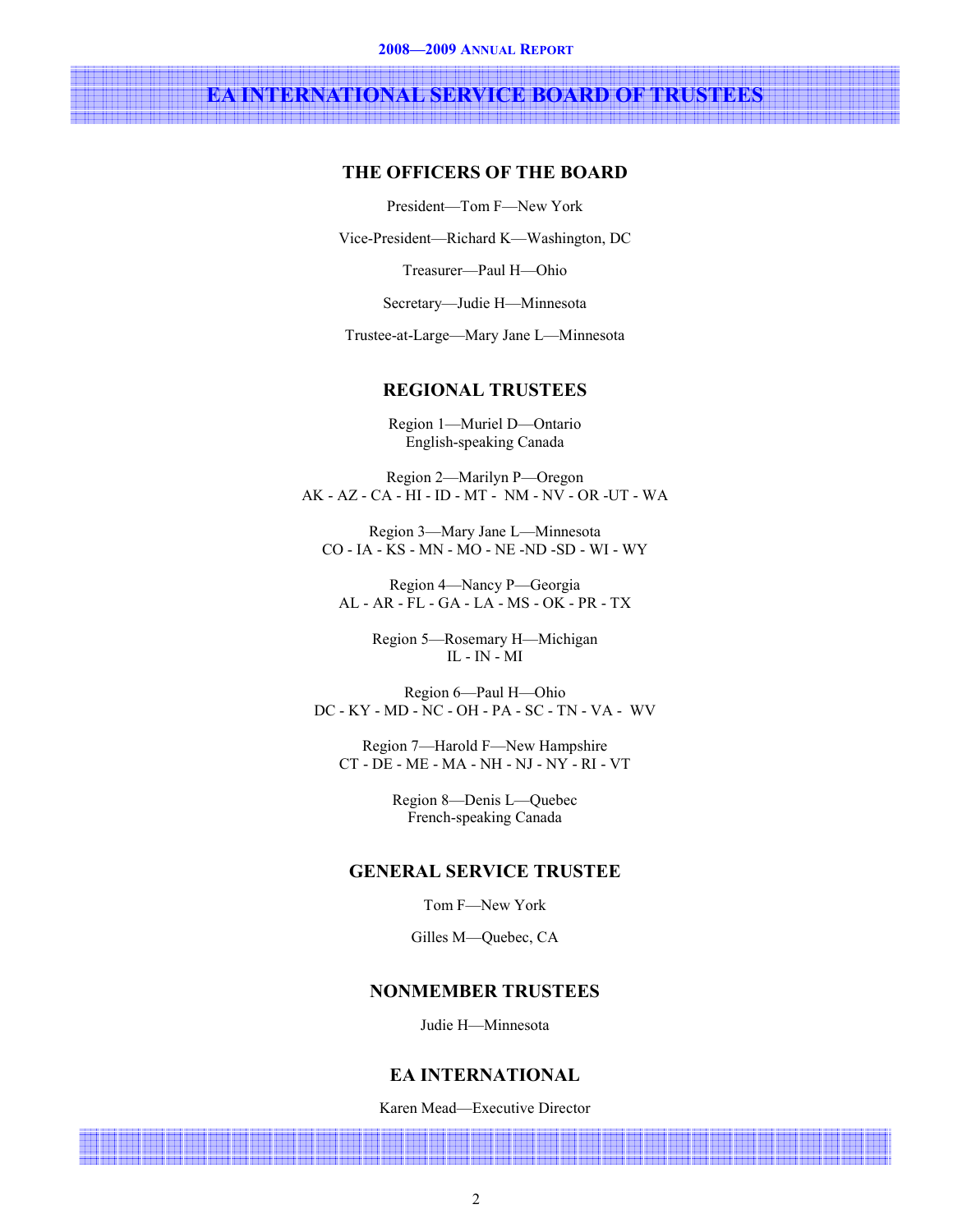# EA INTERNATIONAL SERVICE BOARD OF TRUSTEES

## THE OFFICERS OF THE BOARD

President—Tom F—New York

Vice-President—Richard K—Washington, DC

Treasurer—Paul H—Ohio

Secretary—Judie H—Minnesota

Trustee-at-Large—Mary Jane L—Minnesota

## REGIONAL TRUSTEES

Region 1—Muriel D—Ontario
English-speaking Canada

Region 2—Marilyn P—Oregon
AK - AZ - CA - HI - ID - MT - NM - NV - OR -UT - WA

Region 3—Mary Jane L—Minnesota
CO - IA - KS - MN - MO - NE -ND -SD - WI - WY

Region 4—Nancy P—Georgia
AL - AR - FL - GA - LA - MS - OK - PR - TX

Region 5—Rosemary H—Michigan
IL - IN - MI

Region 6—Paul H—Ohio
DC - KY - MD - NC - OH - PA - SC - TN - VA - WV

Region 7—Harold F—New Hampshire
CT - DE - ME - MA - NH - NJ - NY - RI - VT

Region 8—Denis L—Quebec
French-speaking Canada

## GENERAL SERVICE TRUSTEE

Tom F—New York

Gilles M—Quebec, CA

## NONMEMBER TRUSTEES

Judie H—Minnesota

## EA INTERNATIONAL

Karen Mead—Executive Director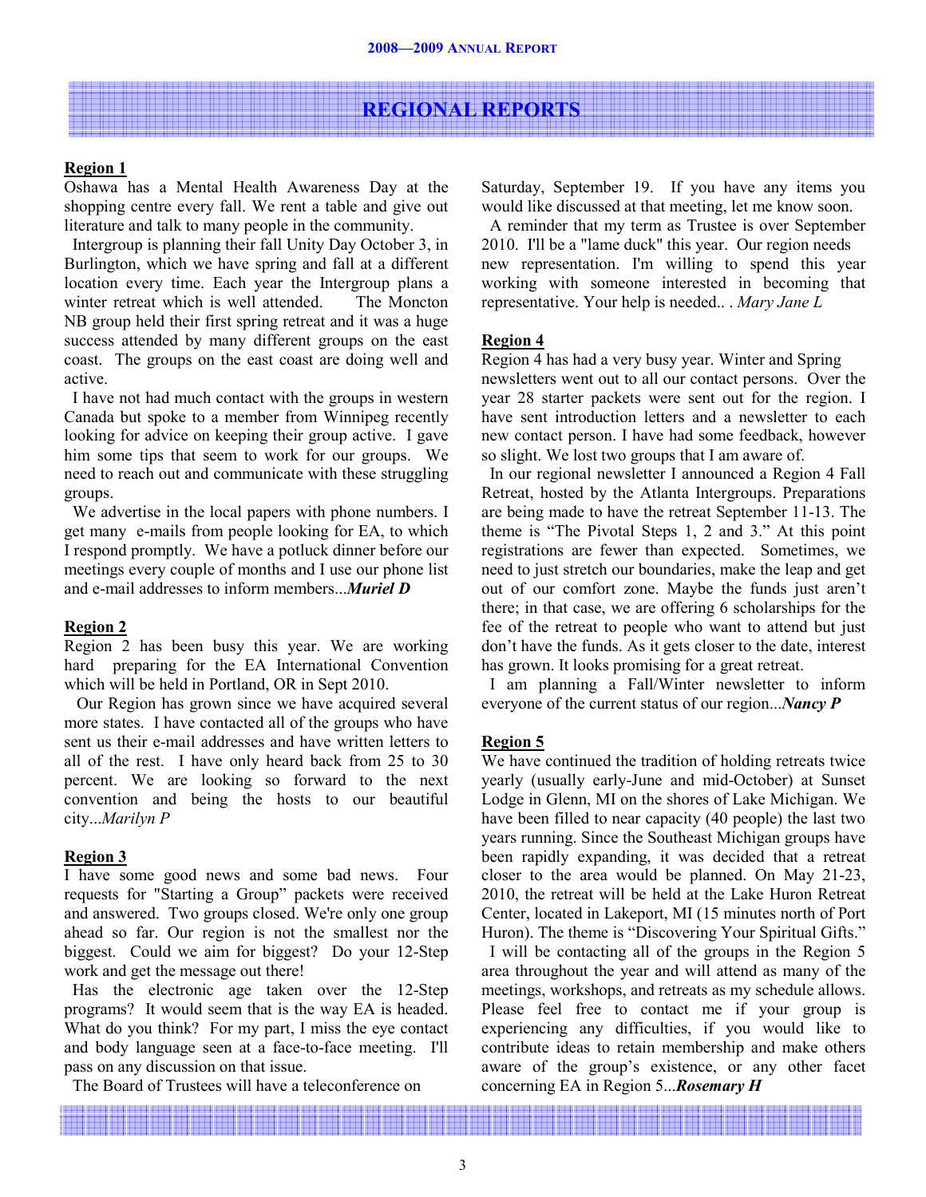# REGIONAL REPORTS

**Region 1**

Oshawa has a Mental Health Awareness Day at the shopping centre every fall. We rent a table and give out literature and talk to many people in the community.

Intergroup is planning their fall Unity Day October 3, in Burlington, which we have spring and fall at a different location every time. Each year the Intergroup plans a winter retreat which is well attended. The Moncton NB group held their first spring retreat and it was a huge success attended by many different groups on the east coast. The groups on the east coast are doing well and active.

I have not had much contact with the groups in western Canada but spoke to a member from Winnipeg recently looking for advice on keeping their group active. I gave him some tips that seem to work for our groups. We need to reach out and communicate with these struggling groups.

We advertise in the local papers with phone numbers. I get many e-mails from people looking for EA, to which I respond promptly. We have a potluck dinner before our meetings every couple of months and I use our phone list and e-mail addresses to inform members...***Muriel D***

**Region 2**

Region 2 has been busy this year. We are working hard preparing for the EA International Convention which will be held in Portland, OR in Sept 2010.

Our Region has grown since we have acquired several more states. I have contacted all of the groups who have sent us their e-mail addresses and have written letters to all of the rest. I have only heard back from 25 to 30 percent. We are looking so forward to the next convention and being the hosts to our beautiful city...*Marilyn P*

**Region 3**

I have some good news and some bad news. Four requests for "Starting a Group" packets were received and answered. Two groups closed. We're only one group ahead so far. Our region is not the smallest nor the biggest. Could we aim for biggest? Do your 12-Step work and get the message out there!

Has the electronic age taken over the 12-Step programs? It would seem that is the way EA is headed. What do you think? For my part, I miss the eye contact and body language seen at a face-to-face meeting. I'll pass on any discussion on that issue.

The Board of Trustees will have a teleconference on Saturday, September 19. If you have any items you would like discussed at that meeting, let me know soon.

A reminder that my term as Trustee is over September 2010. I'll be a "lame duck" this year. Our region needs new representation. I'm willing to spend this year working with someone interested in becoming that representative. Your help is needed.. . *Mary Jane L*

**Region 4**

Region 4 has had a very busy year. Winter and Spring newsletters went out to all our contact persons. Over the year 28 starter packets were sent out for the region. I have sent introduction letters and a newsletter to each new contact person. I have had some feedback, however so slight. We lost two groups that I am aware of.

In our regional newsletter I announced a Region 4 Fall Retreat, hosted by the Atlanta Intergroups. Preparations are being made to have the retreat September 11-13. The theme is "The Pivotal Steps 1, 2 and 3." At this point registrations are fewer than expected. Sometimes, we need to just stretch our boundaries, make the leap and get out of our comfort zone. Maybe the funds just aren't there; in that case, we are offering 6 scholarships for the fee of the retreat to people who want to attend but just don't have the funds. As it gets closer to the date, interest has grown. It looks promising for a great retreat.

I am planning a Fall/Winter newsletter to inform everyone of the current status of our region...***Nancy P***

**Region 5**

We have continued the tradition of holding retreats twice yearly (usually early-June and mid-October) at Sunset Lodge in Glenn, MI on the shores of Lake Michigan. We have been filled to near capacity (40 people) the last two years running. Since the Southeast Michigan groups have been rapidly expanding, it was decided that a retreat closer to the area would be planned. On May 21-23, 2010, the retreat will be held at the Lake Huron Retreat Center, located in Lakeport, MI (15 minutes north of Port Huron). The theme is "Discovering Your Spiritual Gifts."

I will be contacting all of the groups in the Region 5 area throughout the year and will attend as many of the meetings, workshops, and retreats as my schedule allows. Please feel free to contact me if your group is experiencing any difficulties, if you would like to contribute ideas to retain membership and make others aware of the group's existence, or any other facet concerning EA in Region 5...***Rosemary H***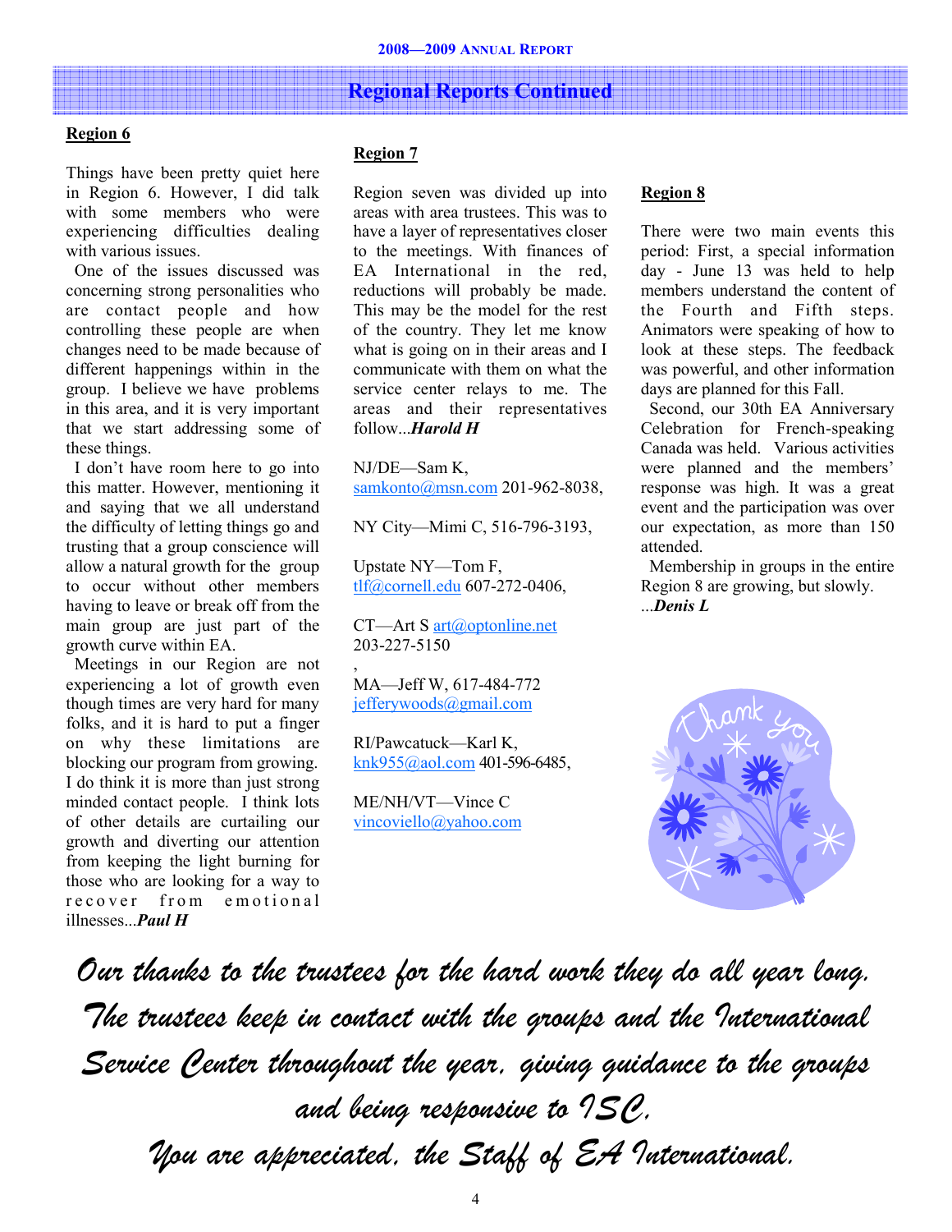## Regional Reports Continued

### Region 6

Things have been pretty quiet here in Region 6. However, I did talk with some members who were experiencing difficulties dealing with various issues.

One of the issues discussed was concerning strong personalities who are contact people and how controlling these people are when changes need to be made because of different happenings within in the group. I believe we have problems in this area, and it is very important that we start addressing some of these things.

I don't have room here to go into this matter. However, mentioning it and saying that we all understand the difficulty of letting things go and trusting that a group conscience will allow a natural growth for the group to occur without other members having to leave or break off from the main group are just part of the growth curve within EA.

Meetings in our Region are not experiencing a lot of growth even though times are very hard for many folks, and it is hard to put a finger on why these limitations are blocking our program from growing. I do think it is more than just strong minded contact people. I think lots of other details are curtailing our growth and diverting our attention from keeping the light burning for those who are looking for a way to recover from emotional illnesses...***Paul H***

### Region 7

Region seven was divided up into areas with area trustees. This was to have a layer of representatives closer to the meetings. With finances of EA International in the red, reductions will probably be made. This may be the model for the rest of the country. They let me know what is going on in their areas and I communicate with them on what the service center relays to me. The areas and their representatives follow...***Harold H***

NJ/DE—Sam K, samkonto@msn.com 201-962-8038,

NY City—Mimi C, 516-796-3193,

Upstate NY—Tom F, tlf@cornell.edu 607-272-0406,

CT—Art S art@optonline.net 203-227-5150

,

MA—Jeff W, 617-484-772 jefferywoods@gmail.com

RI/Pawcatuck—Karl K, knk955@aol.com 401-596-6485,

ME/NH/VT—Vince C vincoviello@yahoo.com

### Region 8

There were two main events this period: First, a special information day - June 13 was held to help members understand the content of the Fourth and Fifth steps. Animators were speaking of how to look at these steps. The feedback was powerful, and other information days are planned for this Fall.

Second, our 30th EA Anniversary Celebration for French-speaking Canada was held. Various activities were planned and the members' response was high. It was a great event and the participation was over our expectation, as more than 150 attended.

Membership in groups in the entire Region 8 are growing, but slowly. ...***Denis L***

Thank you

*Our thanks to the trustees for the hard work they do all year long. The trustees keep in contact with the groups and the International Service Center throughout the year, giving guidance to the groups and being responsive to ISC.*

*You are appreciated, the Staff of EA International.*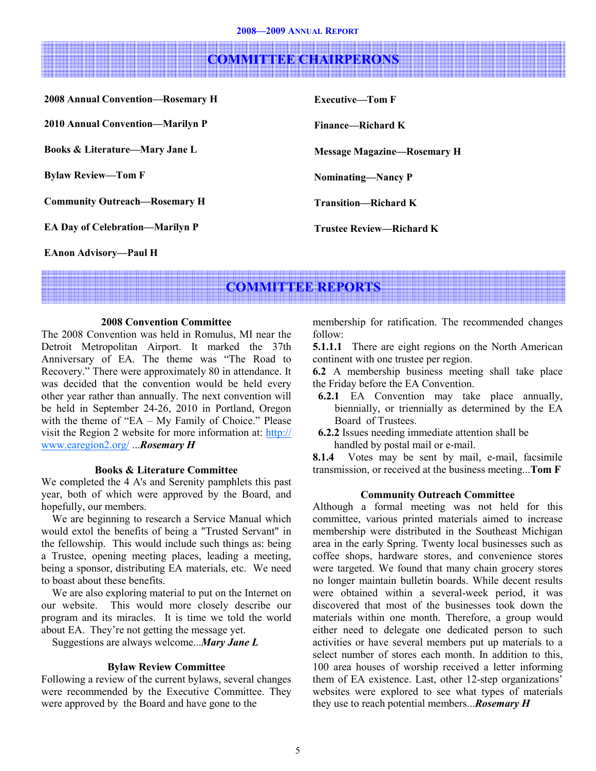## COMMITTEE CHAIRPERONS

**2008 Annual Convention—Rosemary H**

**2010 Annual Convention—Marilyn P**

**Books & Literature—Mary Jane L**

**Bylaw Review—Tom F**

**Community Outreach—Rosemary H**

**EA Day of Celebration—Marilyn P**

**EAnon Advisory—Paul H**

**Executive—Tom F**

**Finance—Richard K**

**Message Magazine—Rosemary H**

**Nominating—Nancy P**

**Transition—Richard K**

**Trustee Review—Richard K**

## COMMITTEE REPORTS

### 2008 Convention Committee

The 2008 Convention was held in Romulus, MI near the Detroit Metropolitan Airport. It marked the 37th Anniversary of EA. The theme was "The Road to Recovery." There were approximately 80 in attendance. It was decided that the convention would be held every other year rather than annually. The next convention will be held in September 24-26, 2010 in Portland, Oregon with the theme of "EA – My Family of Choice." Please visit the Region 2 website for more information at: http://www.earegion2.org/ ...***Rosemary H***

### Books & Literature Committee

We completed the 4 A's and Serenity pamphlets this past year, both of which were approved by the Board, and hopefully, our members.

We are beginning to research a Service Manual which would extol the benefits of being a "Trusted Servant" in the fellowship. This would include such things as: being a Trustee, opening meeting places, leading a meeting, being a sponsor, distributing EA materials, etc. We need to boast about these benefits.

We are also exploring material to put on the Internet on our website. This would more closely describe our program and its miracles. It is time we told the world about EA. They're not getting the message yet.

Suggestions are always welcome...***Mary Jane L***

### Bylaw Review Committee

Following a review of the current bylaws, several changes were recommended by the Executive Committee. They were approved by the Board and have gone to the membership for ratification. The recommended changes follow:

**5.1.1.1** There are eight regions on the North American continent with one trustee per region.

**6.2** A membership business meeting shall take place the Friday before the EA Convention.

- **6.2.1** EA Convention may take place annually, biennially, or triennially as determined by the EA Board of Trustees.
- **6.2.2** Issues needing immediate attention shall be handled by postal mail or e-mail.

**8.1.4** Votes may be sent by mail, e-mail, facsimile transmission, or received at the business meeting...**Tom F**

### Community Outreach Committee

Although a formal meeting was not held for this committee, various printed materials aimed to increase membership were distributed in the Southeast Michigan area in the early Spring. Twenty local businesses such as coffee shops, hardware stores, and convenience stores were targeted. We found that many chain grocery stores no longer maintain bulletin boards. While decent results were obtained within a several-week period, it was discovered that most of the businesses took down the materials within one month. Therefore, a group would either need to delegate one dedicated person to such activities or have several members put up materials to a select number of stores each month. In addition to this, 100 area houses of worship received a letter informing them of EA existence. Last, other 12-step organizations' websites were explored to see what types of materials they use to reach potential members...***Rosemary H***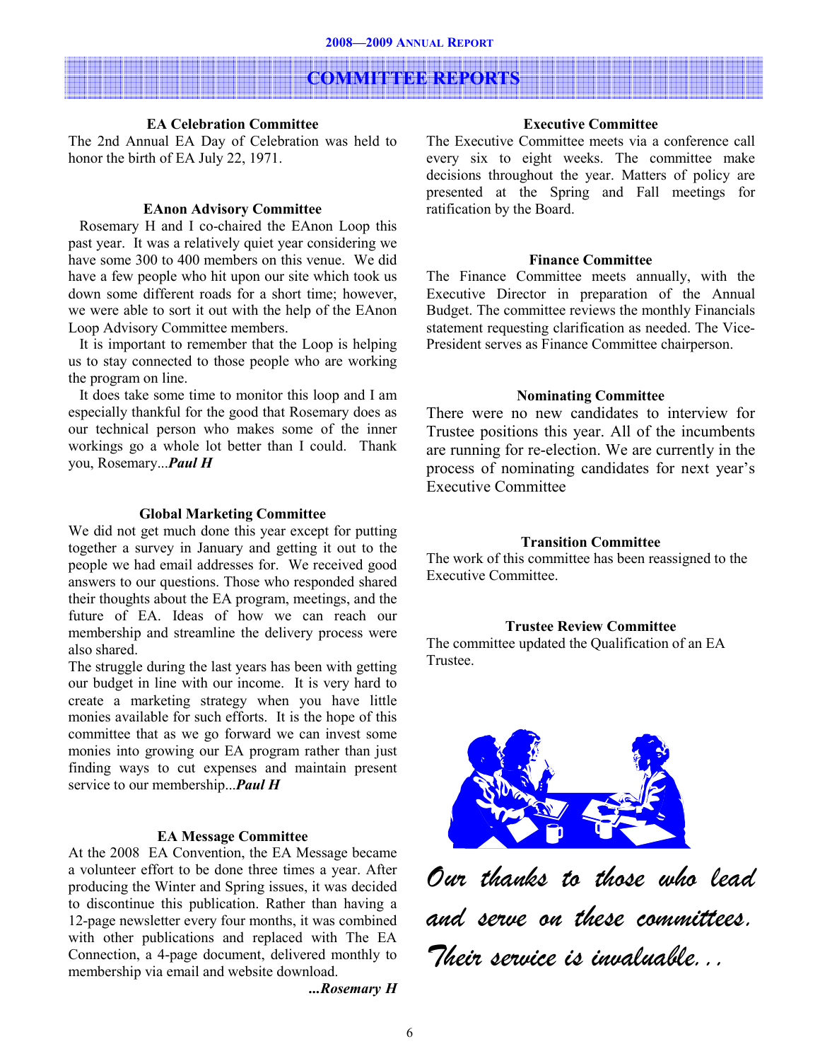# COMMITTEE REPORTS

### EA Celebration Committee

The 2nd Annual EA Day of Celebration was held to honor the birth of EA July 22, 1971.

### EAnon Advisory Committee

Rosemary H and I co-chaired the EAnon Loop this past year. It was a relatively quiet year considering we have some 300 to 400 members on this venue. We did have a few people who hit upon our site which took us down some different roads for a short time; however, we were able to sort it out with the help of the EAnon Loop Advisory Committee members.

It is important to remember that the Loop is helping us to stay connected to those people who are working the program on line.

It does take some time to monitor this loop and I am especially thankful for the good that Rosemary does as our technical person who makes some of the inner workings go a whole lot better than I could. Thank you, Rosemary...***Paul H***

### Global Marketing Committee

We did not get much done this year except for putting together a survey in January and getting it out to the people we had email addresses for. We received good answers to our questions. Those who responded shared their thoughts about the EA program, meetings, and the future of EA. Ideas of how we can reach our membership and streamline the delivery process were also shared.

The struggle during the last years has been with getting our budget in line with our income. It is very hard to create a marketing strategy when you have little monies available for such efforts. It is the hope of this committee that as we go forward we can invest some monies into growing our EA program rather than just finding ways to cut expenses and maintain present service to our membership...***Paul H***

### EA Message Committee

At the 2008 EA Convention, the EA Message became a volunteer effort to be done three times a year. After producing the Winter and Spring issues, it was decided to discontinue this publication. Rather than having a 12-page newsletter every four months, it was combined with other publications and replaced with The EA Connection, a 4-page document, delivered monthly to membership via email and website download.

***...Rosemary H***

### Executive Committee

The Executive Committee meets via a conference call every six to eight weeks. The committee make decisions throughout the year. Matters of policy are presented at the Spring and Fall meetings for ratification by the Board.

### Finance Committee

The Finance Committee meets annually, with the Executive Director in preparation of the Annual Budget. The committee reviews the monthly Financials statement requesting clarification as needed. The Vice-President serves as Finance Committee chairperson.

### Nominating Committee

There were no new candidates to interview for Trustee positions this year. All of the incumbents are running for re-election. We are currently in the process of nominating candidates for next year's Executive Committee

### Transition Committee

The work of this committee has been reassigned to the Executive Committee.

### Trustee Review Committee

The committee updated the Qualification of an EA Trustee.

*Our thanks to those who lead and serve on these committees. Their service is invaluable...*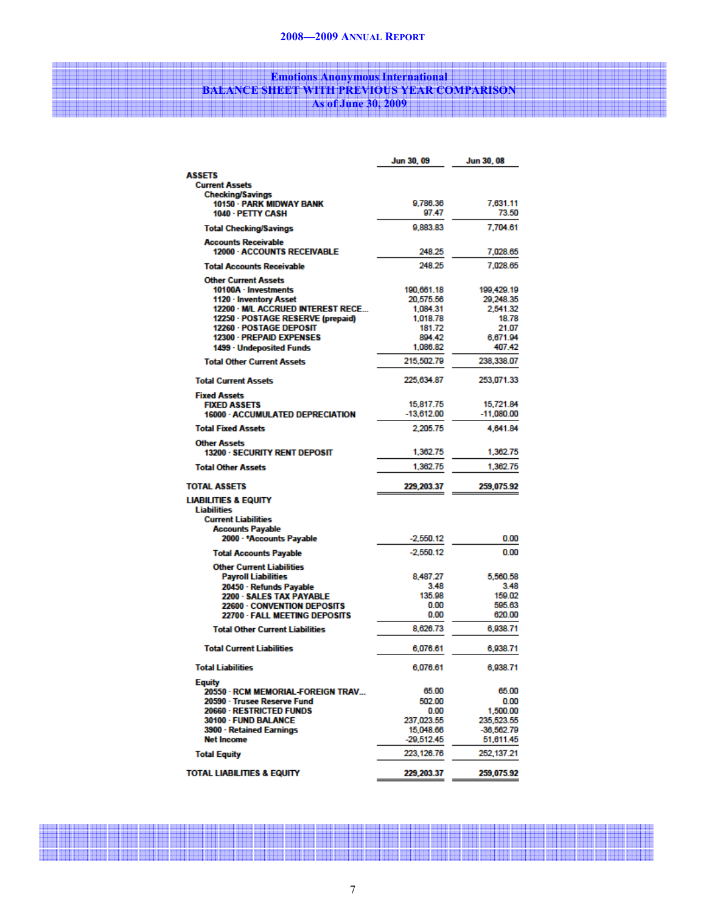# Emotions Anonymous International
## BALANCE SHEET WITH PREVIOUS YEAR COMPARISON
### As of June 30, 2009

| | Jun 30, 09 | Jun 30, 08 |
|---|---|---|
| **ASSETS** | | |
| **Current Assets** | | |
| **Checking/Savings** | | |
| 10150 · PARK MIDWAY BANK | 9,786.36 | 7,631.11 |
| 1040 · PETTY CASH | 97.47 | 73.50 |
| **Total Checking/Savings** | 9,883.83 | 7,704.61 |
| **Accounts Receivable** | | |
| 12000 · ACCOUNTS RECEIVABLE | 248.25 | 7,028.65 |
| **Total Accounts Receivable** | 248.25 | 7,028.65 |
| **Other Current Assets** | | |
| 10100A · Investments | 190,661.18 | 199,429.19 |
| 1120 · Inventory Asset | 20,575.56 | 29,248.35 |
| 12200 · M/L ACCRUED INTEREST RECE... | 1,084.31 | 2,541.32 |
| 12250 · POSTAGE RESERVE (prepaid) | 1,018.78 | 18.78 |
| 12260 · POSTAGE DEPOSIT | 181.72 | 21.07 |
| 12300 · PREPAID EXPENSES | 894.42 | 6,671.94 |
| 1499 · Undeposited Funds | 1,086.82 | 407.42 |
| **Total Other Current Assets** | 215,502.79 | 238,338.07 |
| **Total Current Assets** | 225,634.87 | 253,071.33 |
| **Fixed Assets** | | |
| FIXED ASSETS | 15,817.75 | 15,721.84 |
| 16000 · ACCUMULATED DEPRECIATION | -13,612.00 | -11,080.00 |
| **Total Fixed Assets** | 2,205.75 | 4,641.84 |
| **Other Assets** | | |
| 13200 · SECURITY RENT DEPOSIT | 1,362.75 | 1,362.75 |
| **Total Other Assets** | 1,362.75 | 1,362.75 |
| **TOTAL ASSETS** | **229,203.37** | **259,075.92** |
| **LIABILITIES & EQUITY** | | |
| **Liabilities** | | |
| **Current Liabilities** | | |
| **Accounts Payable** | | |
| 2000 · *Accounts Payable | -2,550.12 | 0.00 |
| **Total Accounts Payable** | -2,550.12 | 0.00 |
| **Other Current Liabilities** | | |
| Payroll Liabilities | 8,487.27 | 5,560.58 |
| 20450 · Refunds Payable | 3.48 | 3.48 |
| 2200 · SALES TAX PAYABLE | 135.98 | 159.02 |
| 22600 · CONVENTION DEPOSITS | 0.00 | 595.63 |
| 22700 · FALL MEETING DEPOSITS | 0.00 | 620.00 |
| **Total Other Current Liabilities** | 8,626.73 | 6,938.71 |
| **Total Current Liabilities** | 6,076.61 | 6,938.71 |
| **Total Liabilities** | 6,076.61 | 6,938.71 |
| **Equity** | | |
| 20550 · RCM MEMORIAL-FOREIGN TRAV... | 65.00 | 65.00 |
| 20590 · Trusee Reserve Fund | 502.00 | 0.00 |
| 20660 · RESTRICTED FUNDS | 0.00 | 1,500.00 |
| 30100 · FUND BALANCE | 237,023.55 | 235,523.55 |
| 3900 · Retained Earnings | 15,048.66 | -36,562.79 |
| Net Income | -29,512.45 | 51,611.45 |
| **Total Equity** | 223,126.76 | 252,137.21 |
| **TOTAL LIABILITIES & EQUITY** | **229,203.37** | **259,075.92** |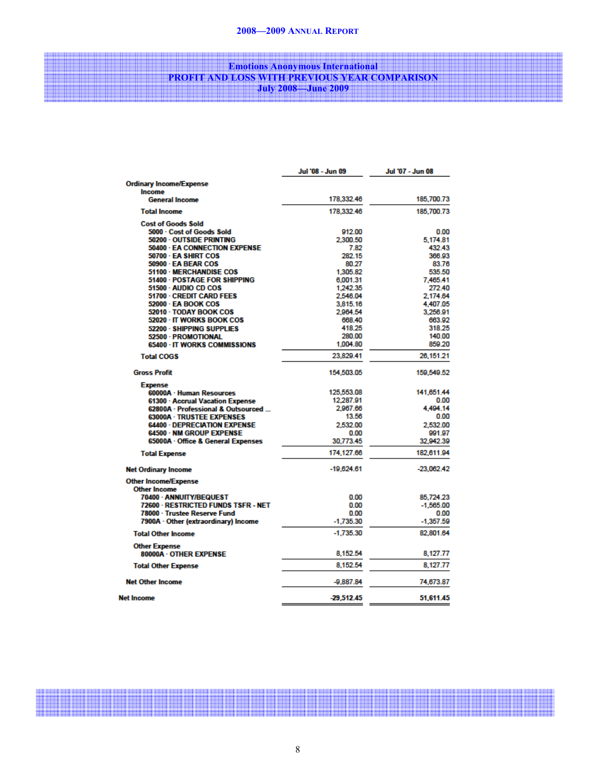## Emotions Anonymous International

## PROFIT AND LOSS WITH PREVIOUS YEAR COMPARISON

### July 2008—June 2009

| | Jul '08 - Jun 09 | Jul '07 - Jun 08 |
|---|---|---|
| **Ordinary Income/Expense** | | |
| **Income** | | |
| General Income | 178,332.46 | 185,700.73 |
| **Total Income** | 178,332.46 | 185,700.73 |
| **Cost of Goods Sold** | | |
| 5000 · Cost of Goods Sold | 912.00 | 0.00 |
| 50200 · OUTSIDE PRINTING | 2,300.50 | 5,174.81 |
| 50400 · EA CONNECTION EXPENSE | 7.82 | 432.43 |
| 50700 · EA SHIRT COS | 282.15 | 366.93 |
| 50900 · EA BEAR COS | 80.27 | 83.76 |
| 51100 · MERCHANDISE COS | 1,305.82 | 535.50 |
| 51400 · POSTAGE FOR SHIPPING | 6,001.31 | 7,465.41 |
| 51500 · AUDIO CD COS | 1,242.35 | 272.40 |
| 51700 · CREDIT CARD FEES | 2,546.04 | 2,174.64 |
| 52000 · EA BOOK COS | 3,815.16 | 4,407.05 |
| 52010 · TODAY BOOK COS | 2,964.54 | 3,256.91 |
| 52020 · IT WORKS BOOK COS | 668.40 | 663.92 |
| 52200 · SHIPPING SUPPLIES | 418.25 | 318.25 |
| 52500 · PROMOTIONAL | 280.00 | 140.00 |
| 65400 · IT WORKS COMMISSIONS | 1,004.80 | 859.20 |
| **Total COGS** | 23,829.41 | 26,151.21 |
| **Gross Profit** | 154,503.05 | 159,549.52 |
| **Expense** | | |
| 60000A · Human Resources | 125,553.08 | 141,651.44 |
| 61300 · Accrual Vacation Expense | 12,287.91 | 0.00 |
| 62800A · Professional & Outsourced ... | 2,967.66 | 4,494.14 |
| 63000A · TRUSTEE EXPENSES | 13.56 | 0.00 |
| 64400 · DEPRECIATION EXPENSE | 2,532.00 | 2,532.00 |
| 64500 · NM GROUP EXPENSE | 0.00 | 991.97 |
| 65000A · Office & General Expenses | 30,773.45 | 32,942.39 |
| **Total Expense** | 174,127.66 | 182,611.94 |
| **Net Ordinary Income** | -19,624.61 | -23,062.42 |
| **Other Income/Expense** | | |
| **Other Income** | | |
| 70400 · ANNUITY/BEQUEST | 0.00 | 85,724.23 |
| 72600 · RESTRICTED FUNDS TSFR - NET | 0.00 | -1,565.00 |
| 78000 · Trustee Reserve Fund | 0.00 | 0.00 |
| 7900A · Other (extraordinary) Income | -1,735.30 | -1,357.59 |
| **Total Other Income** | -1,735.30 | 82,801.64 |
| **Other Expense** | | |
| 80000A · OTHER EXPENSE | 8,152.54 | 8,127.77 |
| **Total Other Expense** | 8,152.54 | 8,127.77 |
| **Net Other Income** | -9,887.84 | 74,673.87 |
| **Net Income** | **-29,512.45** | **51,611.45** |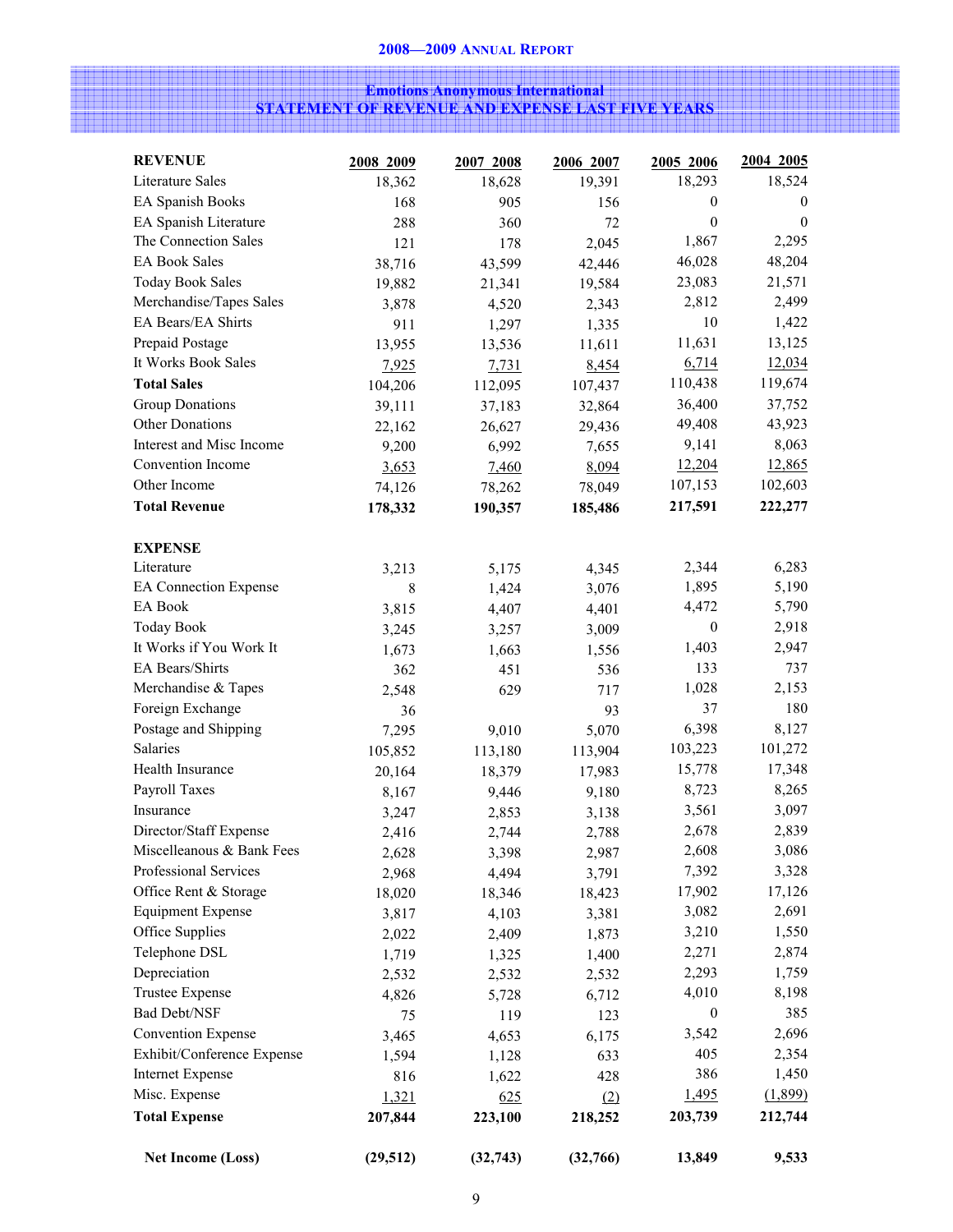# Emotions Anonymous International

## STATEMENT OF REVENUE AND EXPENSE LAST FIVE YEARS

| REVENUE | 2008 2009 | 2007 2008 | 2006 2007 | 2005 2006 | 2004 2005 |
|---|---|---|---|---|---|
| Literature Sales | 18,362 | 18,628 | 19,391 | 18,293 | 18,524 |
| EA Spanish Books | 168 | 905 | 156 | 0 | 0 |
| EA Spanish Literature | 288 | 360 | 72 | 0 | 0 |
| The Connection Sales | 121 | 178 | 2,045 | 1,867 | 2,295 |
| EA Book Sales | 38,716 | 43,599 | 42,446 | 46,028 | 48,204 |
| Today Book Sales | 19,882 | 21,341 | 19,584 | 23,083 | 21,571 |
| Merchandise/Tapes Sales | 3,878 | 4,520 | 2,343 | 2,812 | 2,499 |
| EA Bears/EA Shirts | 911 | 1,297 | 1,335 | 10 | 1,422 |
| Prepaid Postage | 13,955 | 13,536 | 11,611 | 11,631 | 13,125 |
| It Works Book Sales | 7,925 | 7,731 | 8,454 | 6,714 | 12,034 |
| **Total Sales** | 104,206 | 112,095 | 107,437 | 110,438 | 119,674 |
| Group Donations | 39,111 | 37,183 | 32,864 | 36,400 | 37,752 |
| Other Donations | 22,162 | 26,627 | 29,436 | 49,408 | 43,923 |
| Interest and Misc Income | 9,200 | 6,992 | 7,655 | 9,141 | 8,063 |
| Convention Income | 3,653 | 7,460 | 8,094 | 12,204 | 12,865 |
| Other Income | 74,126 | 78,262 | 78,049 | 107,153 | 102,603 |
| **Total Revenue** | **178,332** | **190,357** | **185,486** | **217,591** | **222,277** |
| | | | | | |
| **EXPENSE** | | | | | |
| Literature | 3,213 | 5,175 | 4,345 | 2,344 | 6,283 |
| EA Connection Expense | 8 | 1,424 | 3,076 | 1,895 | 5,190 |
| EA Book | 3,815 | 4,407 | 4,401 | 4,472 | 5,790 |
| Today Book | 3,245 | 3,257 | 3,009 | 0 | 2,918 |
| It Works if You Work It | 1,673 | 1,663 | 1,556 | 1,403 | 2,947 |
| EA Bears/Shirts | 362 | 451 | 536 | 133 | 737 |
| Merchandise & Tapes | 2,548 | 629 | 717 | 1,028 | 2,153 |
| Foreign Exchange | 36 | | 93 | 37 | 180 |
| Postage and Shipping | 7,295 | 9,010 | 5,070 | 6,398 | 8,127 |
| Salaries | 105,852 | 113,180 | 113,904 | 103,223 | 101,272 |
| Health Insurance | 20,164 | 18,379 | 17,983 | 15,778 | 17,348 |
| Payroll Taxes | 8,167 | 9,446 | 9,180 | 8,723 | 8,265 |
| Insurance | 3,247 | 2,853 | 3,138 | 3,561 | 3,097 |
| Director/Staff Expense | 2,416 | 2,744 | 2,788 | 2,678 | 2,839 |
| Miscelleanous & Bank Fees | 2,628 | 3,398 | 2,987 | 2,608 | 3,086 |
| Professional Services | 2,968 | 4,494 | 3,791 | 7,392 | 3,328 |
| Office Rent & Storage | 18,020 | 18,346 | 18,423 | 17,902 | 17,126 |
| Equipment Expense | 3,817 | 4,103 | 3,381 | 3,082 | 2,691 |
| Office Supplies | 2,022 | 2,409 | 1,873 | 3,210 | 1,550 |
| Telephone DSL | 1,719 | 1,325 | 1,400 | 2,271 | 2,874 |
| Depreciation | 2,532 | 2,532 | 2,532 | 2,293 | 1,759 |
| Trustee Expense | 4,826 | 5,728 | 6,712 | 4,010 | 8,198 |
| Bad Debt/NSF | 75 | 119 | 123 | 0 | 385 |
| Convention Expense | 3,465 | 4,653 | 6,175 | 3,542 | 2,696 |
| Exhibit/Conference Expense | 1,594 | 1,128 | 633 | 405 | 2,354 |
| Internet Expense | 816 | 1,622 | 428 | 386 | 1,450 |
| Misc. Expense | 1,321 | 625 | (2) | 1,495 | (1,899) |
| **Total Expense** | **207,844** | **223,100** | **218,252** | **203,739** | **212,744** |
| | | | | | |
| **Net Income (Loss)** | **(29,512)** | **(32,743)** | **(32,766)** | **13,849** | **9,533** |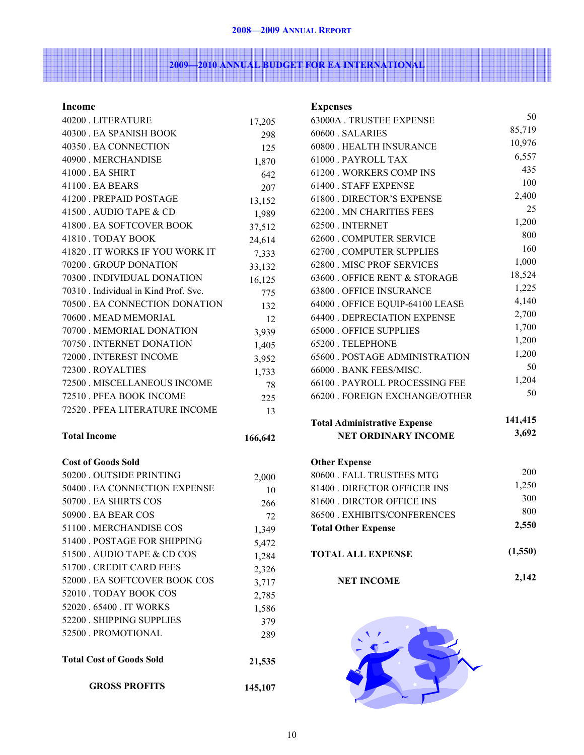## 2009—2010 ANNUAL BUDGET FOR EA INTERNATIONAL

| Income | |
|---|---|
| 40200 . LITERATURE | 17,205 |
| 40300 . EA SPANISH BOOK | 298 |
| 40350 . EA CONNECTION | 125 |
| 40900 . MERCHANDISE | 1,870 |
| 41000 . EA SHIRT | 642 |
| 41100 . EA BEARS | 207 |
| 41200 . PREPAID POSTAGE | 13,152 |
| 41500 . AUDIO TAPE & CD | 1,989 |
| 41800 . EA SOFTCOVER BOOK | 37,512 |
| 41810 . TODAY BOOK | 24,614 |
| 41820 . IT WORKS IF YOU WORK IT | 7,333 |
| 70200 . GROUP DONATION | 33,132 |
| 70300 . INDIVIDUAL DONATION | 16,125 |
| 70310 . Individual in Kind Prof. Svc. | 775 |
| 70500 . EA CONNECTION DONATION | 132 |
| 70600 . MEAD MEMORIAL | 12 |
| 70700 . MEMORIAL DONATION | 3,939 |
| 70750 . INTERNET DONATION | 1,405 |
| 72000 . INTEREST INCOME | 3,952 |
| 72300 . ROYALTIES | 1,733 |
| 72500 . MISCELLANEOUS INCOME | 78 |
| 72510 . PFEA BOOK INCOME | 225 |
| 72520 . PFEA LITERATURE INCOME | 13 |
| **Total Income** | **166,642** |

| Cost of Goods Sold | |
|---|---|
| 50200 . OUTSIDE PRINTING | 2,000 |
| 50400 . EA CONNECTION EXPENSE | 10 |
| 50700 . EA SHIRTS COS | 266 |
| 50900 . EA BEAR COS | 72 |
| 51100 . MERCHANDISE COS | 1,349 |
| 51400 . POSTAGE FOR SHIPPING | 5,472 |
| 51500 . AUDIO TAPE & CD COS | 1,284 |
| 51700 . CREDIT CARD FEES | 2,326 |
| 52000 . EA SOFTCOVER BOOK COS | 3,717 |
| 52010 . TODAY BOOK COS | 2,785 |
| 52020 . 65400 . IT WORKS | 1,586 |
| 52200 . SHIPPING SUPPLIES | 379 |
| 52500 . PROMOTIONAL | 289 |
| **Total Cost of Goods Sold** | **21,535** |
| **GROSS PROFITS** | **145,107** |

| Expenses | |
|---|---|
| 63000A . TRUSTEE EXPENSE | 50 |
| 60600 . SALARIES | 85,719 |
| 60800 . HEALTH INSURANCE | 10,976 |
| 61000 . PAYROLL TAX | 6,557 |
| 61200 . WORKERS COMP INS | 435 |
| 61400 . STAFF EXPENSE | 100 |
| 61800 . DIRECTOR'S EXPENSE | 2,400 |
| 62200 . MN CHARITIES FEES | 25 |
| 62500 . INTERNET | 1,200 |
| 62600 . COMPUTER SERVICE | 800 |
| 62700 . COMPUTER SUPPLIES | 160 |
| 62800 . MISC PROF SERVICES | 1,000 |
| 63600 . OFFICE RENT & STORAGE | 18,524 |
| 63800 . OFFICE INSURANCE | 1,225 |
| 64000 . OFFICE EQUIP-64100 LEASE | 4,140 |
| 64400 . DEPRECIATION EXPENSE | 2,700 |
| 65000 . OFFICE SUPPLIES | 1,700 |
| 65200 . TELEPHONE | 1,200 |
| 65600 . POSTAGE ADMINISTRATION | 1,200 |
| 66000 . BANK FEES/MISC. | 50 |
| 66100 . PAYROLL PROCESSING FEE | 1,204 |
| 66200 . FOREIGN EXCHANGE/OTHER | 50 |
| **Total Administrative Expense** | **141,415** |
| **NET ORDINARY INCOME** | **3,692** |

| Other Expense | |
|---|---|
| 80600 . FALL TRUSTEES MTG | 200 |
| 81400 . DIRECTOR OFFICER INS | 1,250 |
| 81600 . DIRCTOR OFFICE INS | 300 |
| 86500 . EXHIBITS/CONFERENCES | 800 |
| **Total Other Expense** | **2,550** |
| **TOTAL ALL EXPENSE** | **(1,550)** |
| **NET INCOME** | **2,142** |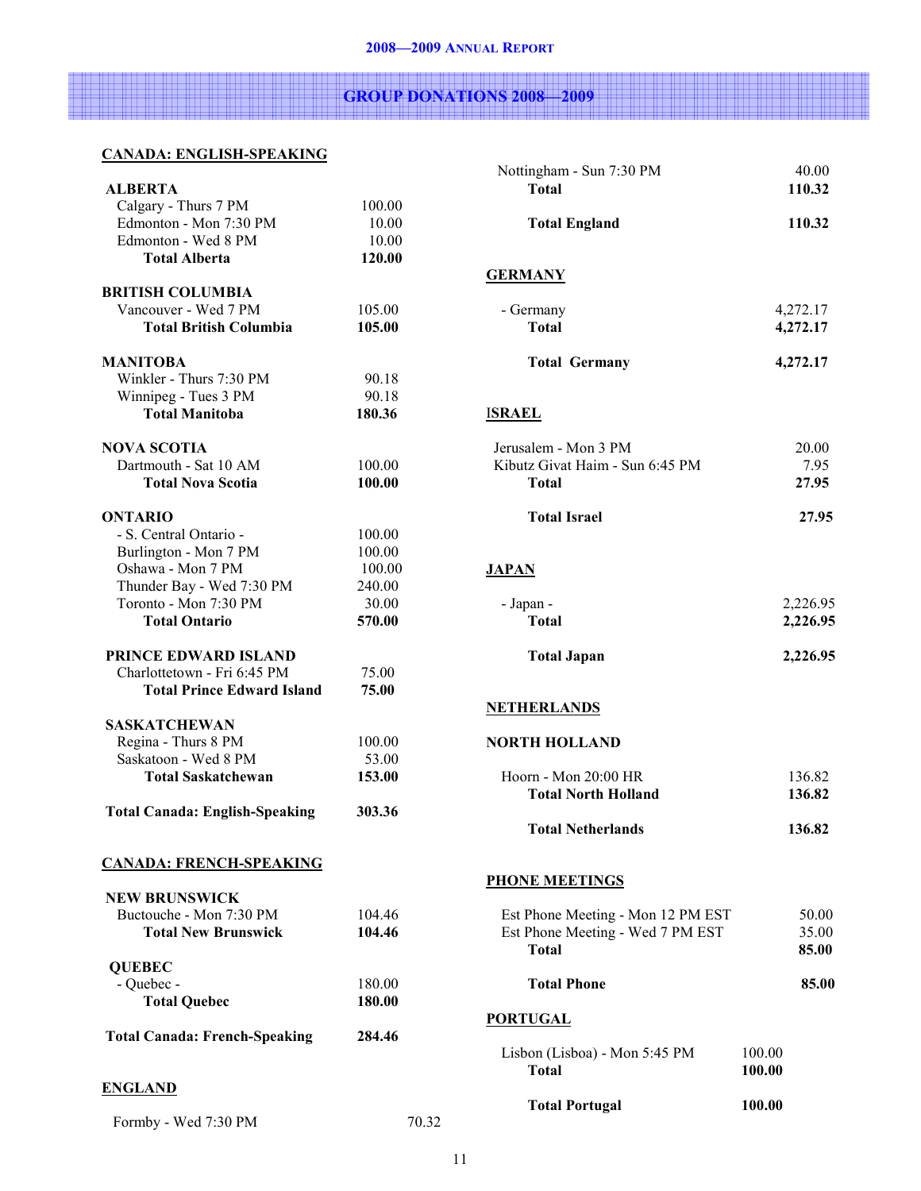## GROUP DONATIONS 2008—2009

### CANADA: ENGLISH-SPEAKING

**ALBERTA**

| | |
|---|---|
| Calgary - Thurs 7 PM | 100.00 |
| Edmonton - Mon 7:30 PM | 10.00 |
| Edmonton - Wed 8 PM | 10.00 |
| **Total Alberta** | **120.00** |

**BRITISH COLUMBIA**

| | |
|---|---|
| Vancouver - Wed 7 PM | 105.00 |
| **Total British Columbia** | **105.00** |

**MANITOBA**

| | |
|---|---|
| Winkler - Thurs 7:30 PM | 90.18 |
| Winnipeg - Tues 3 PM | 90.18 |
| **Total Manitoba** | **180.36** |

**NOVA SCOTIA**

| | |
|---|---|
| Dartmouth - Sat 10 AM | 100.00 |
| **Total Nova Scotia** | **100.00** |

**ONTARIO**

| | |
|---|---|
| - S. Central Ontario - | 100.00 |
| Burlington - Mon 7 PM | 100.00 |
| Oshawa - Mon 7 PM | 100.00 |
| Thunder Bay - Wed 7:30 PM | 240.00 |
| Toronto - Mon 7:30 PM | 30.00 |
| **Total Ontario** | **570.00** |

**PRINCE EDWARD ISLAND**

| | |
|---|---|
| Charlottetown - Fri 6:45 PM | 75.00 |
| **Total Prince Edward Island** | **75.00** |

**SASKATCHEWAN**

| | |
|---|---|
| Regina - Thurs 8 PM | 100.00 |
| Saskatoon - Wed 8 PM | 53.00 |
| **Total Saskatchewan** | **153.00** |

**Total Canada: English-Speaking** **303.36**

### CANADA: FRENCH-SPEAKING

**NEW BRUNSWICK**

| | |
|---|---|
| Buctouche - Mon 7:30 PM | 104.46 |
| **Total New Brunswick** | **104.46** |

**QUEBEC**

| | |
|---|---|
| - Quebec - | 180.00 |
| **Total Quebec** | **180.00** |

**Total Canada: French-Speaking** **284.46**

### ENGLAND

| | |
|---|---|
| Formby - Wed 7:30 PM | 70.32 |
| Nottingham - Sun 7:30 PM | 40.00 |
| **Total** | **110.32** |
| **Total England** | **110.32** |

### GERMANY

| | |
|---|---|
| - Germany | 4,272.17 |
| **Total** | **4,272.17** |
| **Total Germany** | **4,272.17** |

### ISRAEL

| | |
|---|---|
| Jerusalem - Mon 3 PM | 20.00 |
| Kibutz Givat Haim - Sun 6:45 PM | 7.95 |
| **Total** | **27.95** |
| **Total Israel** | **27.95** |

### JAPAN

| | |
|---|---|
| - Japan - | 2,226.95 |
| **Total** | **2,226.95** |
| **Total Japan** | **2,226.95** |

### NETHERLANDS

**NORTH HOLLAND**

| | |
|---|---|
| Hoorn - Mon 20:00 HR | 136.82 |
| **Total North Holland** | **136.82** |
| **Total Netherlands** | **136.82** |

### PHONE MEETINGS

| | |
|---|---|
| Est Phone Meeting - Mon 12 PM EST | 50.00 |
| Est Phone Meeting - Wed 7 PM EST | 35.00 |
| **Total** | **85.00** |
| **Total Phone** | **85.00** |

### PORTUGAL

| | |
|---|---|
| Lisbon (Lisboa) - Mon 5:45 PM | 100.00 |
| **Total** | **100.00** |
| **Total Portugal** | **100.00** |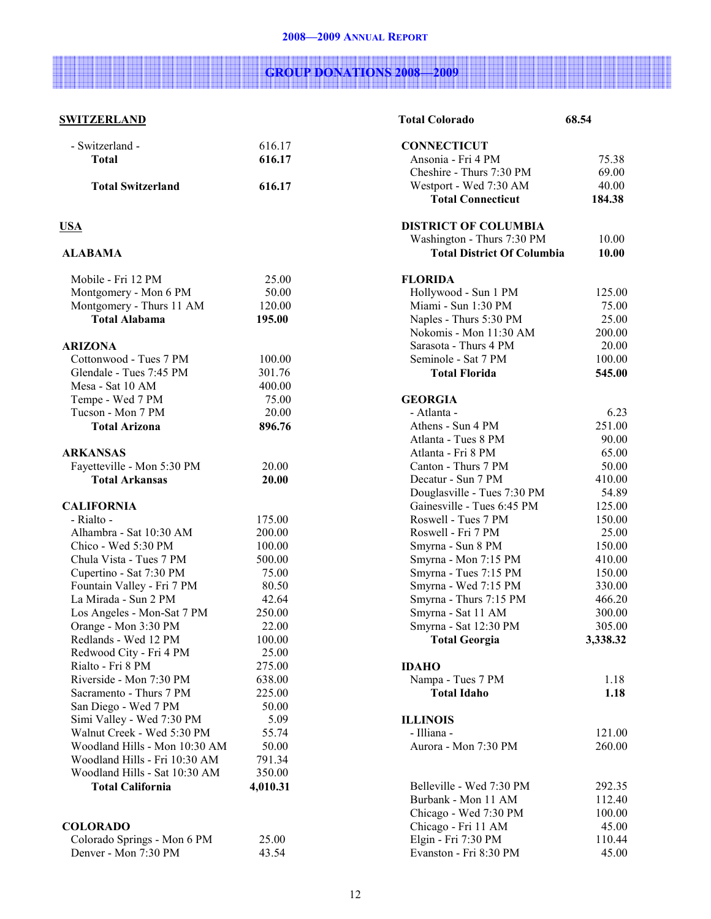## GROUP DONATIONS 2008—2009

### SWITZERLAND

| | |
|---|---|
| - Switzerland - | 616.17 |
| **Total** | **616.17** |
| **Total Switzerland** | **616.17** |

### USA

**ALABAMA**

| | |
|---|---|
| Mobile - Fri 12 PM | 25.00 |
| Montgomery - Mon 6 PM | 50.00 |
| Montgomery - Thurs 11 AM | 120.00 |
| **Total Alabama** | **195.00** |

**ARIZONA**

| | |
|---|---|
| Cottonwood - Tues 7 PM | 100.00 |
| Glendale - Tues 7:45 PM | 301.76 |
| Mesa - Sat 10 AM | 400.00 |
| Tempe - Wed 7 PM | 75.00 |
| Tucson - Mon 7 PM | 20.00 |
| **Total Arizona** | **896.76** |

**ARKANSAS**

| | |
|---|---|
| Fayetteville - Mon 5:30 PM | 20.00 |
| **Total Arkansas** | **20.00** |

**CALIFORNIA**

| | |
|---|---|
| - Rialto - | 175.00 |
| Alhambra - Sat 10:30 AM | 200.00 |
| Chico - Wed 5:30 PM | 100.00 |
| Chula Vista - Tues 7 PM | 500.00 |
| Cupertino - Sat 7:30 PM | 75.00 |
| Fountain Valley - Fri 7 PM | 80.50 |
| La Mirada - Sun 2 PM | 42.64 |
| Los Angeles - Mon-Sat 7 PM | 250.00 |
| Orange - Mon 3:30 PM | 22.00 |
| Redlands - Wed 12 PM | 100.00 |
| Redwood City - Fri 4 PM | 25.00 |
| Rialto - Fri 8 PM | 275.00 |
| Riverside - Mon 7:30 PM | 638.00 |
| Sacramento - Thurs 7 PM | 225.00 |
| San Diego - Wed 7 PM | 50.00 |
| Simi Valley - Wed 7:30 PM | 5.09 |
| Walnut Creek - Wed 5:30 PM | 55.74 |
| Woodland Hills - Mon 10:30 AM | 50.00 |
| Woodland Hills - Fri 10:30 AM | 791.34 |
| Woodland Hills - Sat 10:30 AM | 350.00 |
| **Total California** | **4,010.31** |

**COLORADO**

| | |
|---|---|
| Colorado Springs - Mon 6 PM | 25.00 |
| Denver - Mon 7:30 PM | 43.54 |
| **Total Colorado** | **68.54** |

**CONNECTICUT**

| | |
|---|---|
| Ansonia - Fri 4 PM | 75.38 |
| Cheshire - Thurs 7:30 PM | 69.00 |
| Westport - Wed 7:30 AM | 40.00 |
| **Total Connecticut** | **184.38** |

**DISTRICT OF COLUMBIA**

| | |
|---|---|
| Washington - Thurs 7:30 PM | 10.00 |
| **Total District Of Columbia** | **10.00** |

**FLORIDA**

| | |
|---|---|
| Hollywood - Sun 1 PM | 125.00 |
| Miami - Sun 1:30 PM | 75.00 |
| Naples - Thurs 5:30 PM | 25.00 |
| Nokomis - Mon 11:30 AM | 200.00 |
| Sarasota - Thurs 4 PM | 20.00 |
| Seminole - Sat 7 PM | 100.00 |
| **Total Florida** | **545.00** |

**GEORGIA**

| | |
|---|---|
| - Atlanta - | 6.23 |
| Athens - Sun 4 PM | 251.00 |
| Atlanta - Tues 8 PM | 90.00 |
| Atlanta - Fri 8 PM | 65.00 |
| Canton - Thurs 7 PM | 50.00 |
| Decatur - Sun 7 PM | 410.00 |
| Douglasville - Tues 7:30 PM | 54.89 |
| Gainesville - Tues 6:45 PM | 125.00 |
| Roswell - Tues 7 PM | 150.00 |
| Roswell - Fri 7 PM | 25.00 |
| Smyrna - Sun 8 PM | 150.00 |
| Smyrna - Mon 7:15 PM | 410.00 |
| Smyrna - Tues 7:15 PM | 150.00 |
| Smyrna - Wed 7:15 PM | 330.00 |
| Smyrna - Thurs 7:15 PM | 466.20 |
| Smyrna - Sat 11 AM | 300.00 |
| Smyrna - Sat 12:30 PM | 305.00 |
| **Total Georgia** | **3,338.32** |

**IDAHO**

| | |
|---|---|
| Nampa - Tues 7 PM | 1.18 |
| **Total Idaho** | **1.18** |

**ILLINOIS**

| | |
|---|---|
| - Illiana - | 121.00 |
| Aurora - Mon 7:30 PM | 260.00 |
| Belleville - Wed 7:30 PM | 292.35 |
| Burbank - Mon 11 AM | 112.40 |
| Chicago - Wed 7:30 PM | 100.00 |
| Chicago - Fri 11 AM | 45.00 |
| Elgin - Fri 7:30 PM | 110.44 |
| Evanston - Fri 8:30 PM | 45.00 |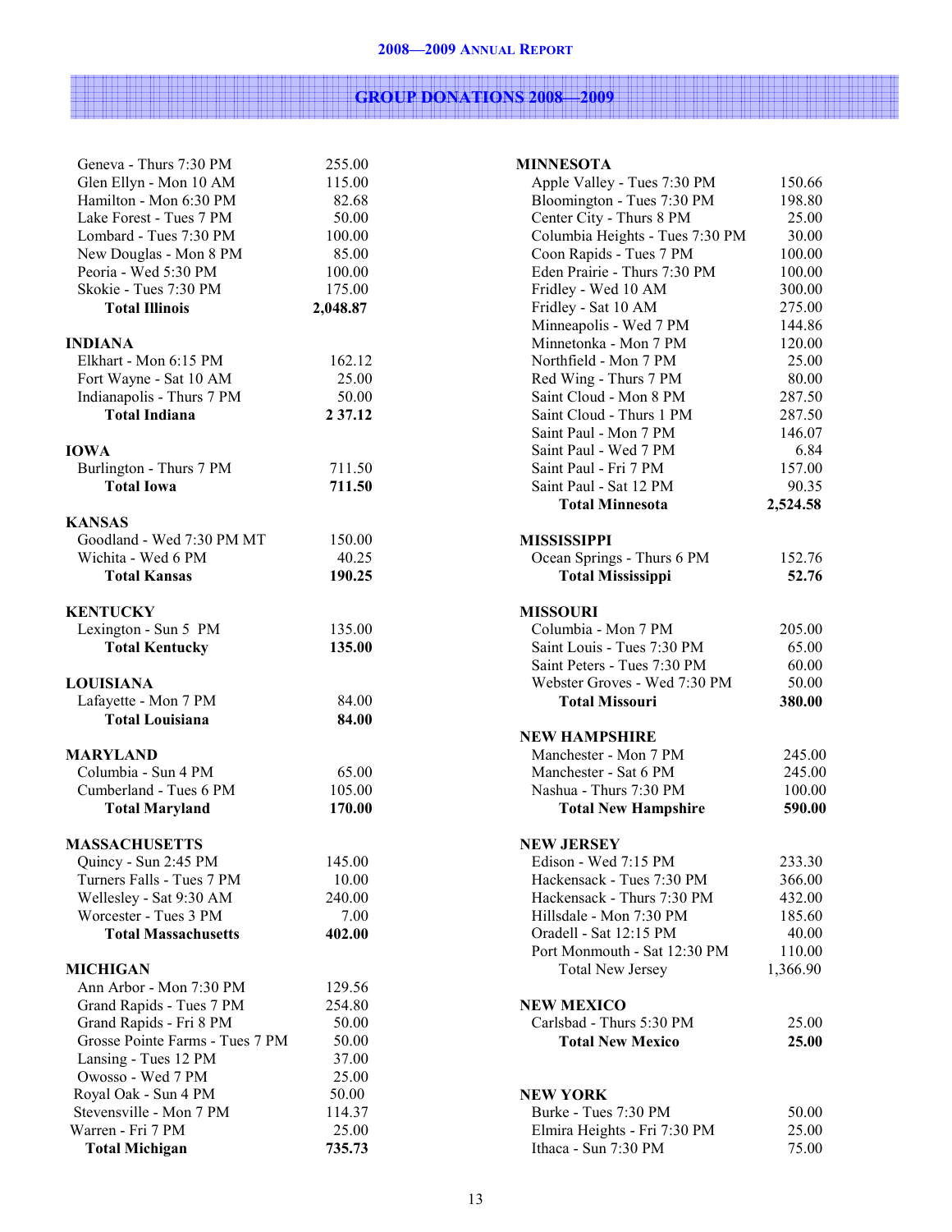## GROUP DONATIONS 2008—2009

| | |
|---|---|
| Geneva - Thurs 7:30 PM | 255.00 |
| Glen Ellyn - Mon 10 AM | 115.00 |
| Hamilton - Mon 6:30 PM | 82.68 |
| Lake Forest - Tues 7 PM | 50.00 |
| Lombard - Tues 7:30 PM | 100.00 |
| New Douglas - Mon 8 PM | 85.00 |
| Peoria - Wed 5:30 PM | 100.00 |
| Skokie - Tues 7:30 PM | 175.00 |
| **Total Illinois** | **2,048.87** |

**INDIANA**

| | |
|---|---|
| Elkhart - Mon 6:15 PM | 162.12 |
| Fort Wayne - Sat 10 AM | 25.00 |
| Indianapolis - Thurs 7 PM | 50.00 |
| **Total Indiana** | **2 37.12** |

**IOWA**

| | |
|---|---|
| Burlington - Thurs 7 PM | 711.50 |
| **Total Iowa** | **711.50** |

**KANSAS**

| | |
|---|---|
| Goodland - Wed 7:30 PM MT | 150.00 |
| Wichita - Wed 6 PM | 40.25 |
| **Total Kansas** | **190.25** |

**KENTUCKY**

| | |
|---|---|
| Lexington - Sun 5 PM | 135.00 |
| **Total Kentucky** | **135.00** |

**LOUISIANA**

| | |
|---|---|
| Lafayette - Mon 7 PM | 84.00 |
| **Total Louisiana** | **84.00** |

**MARYLAND**

| | |
|---|---|
| Columbia - Sun 4 PM | 65.00 |
| Cumberland - Tues 6 PM | 105.00 |
| **Total Maryland** | **170.00** |

**MASSACHUSETTS**

| | |
|---|---|
| Quincy - Sun 2:45 PM | 145.00 |
| Turners Falls - Tues 7 PM | 10.00 |
| Wellesley - Sat 9:30 AM | 240.00 |
| Worcester - Tues 3 PM | 7.00 |
| **Total Massachusetts** | **402.00** |

**MICHIGAN**

| | |
|---|---|
| Ann Arbor - Mon 7:30 PM | 129.56 |
| Grand Rapids - Tues 7 PM | 254.80 |
| Grand Rapids - Fri 8 PM | 50.00 |
| Grosse Pointe Farms - Tues 7 PM | 50.00 |
| Lansing - Tues 12 PM | 37.00 |
| Owosso - Wed 7 PM | 25.00 |
| Royal Oak - Sun 4 PM | 50.00 |
| Stevensville - Mon 7 PM | 114.37 |
| Warren - Fri 7 PM | 25.00 |
| **Total Michigan** | **735.73** |

**MINNESOTA**

| | |
|---|---|
| Apple Valley - Tues 7:30 PM | 150.66 |
| Bloomington - Tues 7:30 PM | 198.80 |
| Center City - Thurs 8 PM | 25.00 |
| Columbia Heights - Tues 7:30 PM | 30.00 |
| Coon Rapids - Tues 7 PM | 100.00 |
| Eden Prairie - Thurs 7:30 PM | 100.00 |
| Fridley - Wed 10 AM | 300.00 |
| Fridley - Sat 10 AM | 275.00 |
| Minneapolis - Wed 7 PM | 144.86 |
| Minnetonka - Mon 7 PM | 120.00 |
| Northfield - Mon 7 PM | 25.00 |
| Red Wing - Thurs 7 PM | 80.00 |
| Saint Cloud - Mon 8 PM | 287.50 |
| Saint Cloud - Thurs 1 PM | 287.50 |
| Saint Paul - Mon 7 PM | 146.07 |
| Saint Paul - Wed 7 PM | 6.84 |
| Saint Paul - Fri 7 PM | 157.00 |
| Saint Paul - Sat 12 PM | 90.35 |
| **Total Minnesota** | **2,524.58** |

**MISSISSIPPI**

| | |
|---|---|
| Ocean Springs - Thurs 6 PM | 152.76 |
| **Total Mississippi** | **52.76** |

**MISSOURI**

| | |
|---|---|
| Columbia - Mon 7 PM | 205.00 |
| Saint Louis - Tues 7:30 PM | 65.00 |
| Saint Peters - Tues 7:30 PM | 60.00 |
| Webster Groves - Wed 7:30 PM | 50.00 |
| **Total Missouri** | **380.00** |

**NEW HAMPSHIRE**

| | |
|---|---|
| Manchester - Mon 7 PM | 245.00 |
| Manchester - Sat 6 PM | 245.00 |
| Nashua - Thurs 7:30 PM | 100.00 |
| **Total New Hampshire** | **590.00** |

**NEW JERSEY**

| | |
|---|---|
| Edison - Wed 7:15 PM | 233.30 |
| Hackensack - Tues 7:30 PM | 366.00 |
| Hackensack - Thurs 7:30 PM | 432.00 |
| Hillsdale - Mon 7:30 PM | 185.60 |
| Oradell - Sat 12:15 PM | 40.00 |
| Port Monmouth - Sat 12:30 PM | 110.00 |
| Total New Jersey | 1,366.90 |

**NEW MEXICO**

| | |
|---|---|
| Carlsbad - Thurs 5:30 PM | 25.00 |
| **Total New Mexico** | **25.00** |

**NEW YORK**

| | |
|---|---|
| Burke - Tues 7:30 PM | 50.00 |
| Elmira Heights - Fri 7:30 PM | 25.00 |
| Ithaca - Sun 7:30 PM | 75.00 |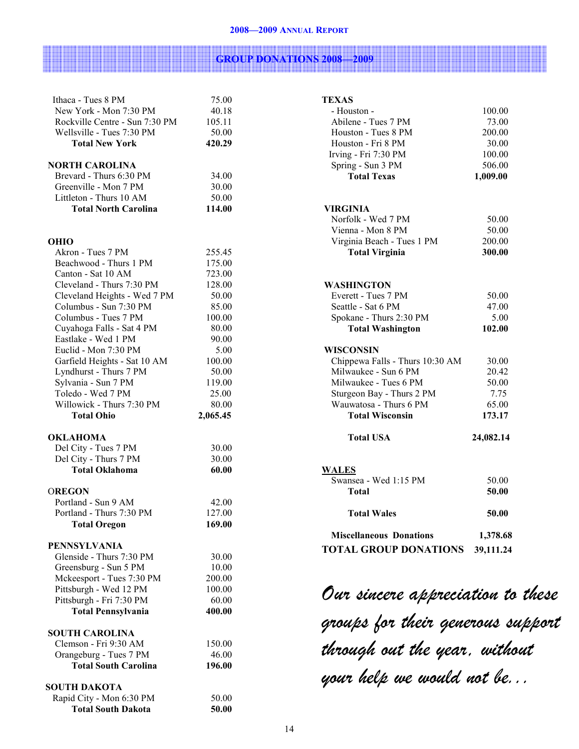## GROUP DONATIONS 2008—2009

| | |
|---|---:|
| Ithaca - Tues 8 PM | 75.00 |
| New York - Mon 7:30 PM | 40.18 |
| Rockville Centre - Sun 7:30 PM | 105.11 |
| Wellsville - Tues 7:30 PM | 50.00 |
| **Total New York** | **420.29** |
| **NORTH CAROLINA** | |
| Brevard - Thurs 6:30 PM | 34.00 |
| Greenville - Mon 7 PM | 30.00 |
| Littleton - Thurs 10 AM | 50.00 |
| **Total North Carolina** | **114.00** |
| **OHIO** | |
| Akron - Tues 7 PM | 255.45 |
| Beachwood - Thurs 1 PM | 175.00 |
| Canton - Sat 10 AM | 723.00 |
| Cleveland - Thurs 7:30 PM | 128.00 |
| Cleveland Heights - Wed 7 PM | 50.00 |
| Columbus - Sun 7:30 PM | 85.00 |
| Columbus - Tues 7 PM | 100.00 |
| Cuyahoga Falls - Sat 4 PM | 80.00 |
| Eastlake - Wed 1 PM | 90.00 |
| Euclid - Mon 7:30 PM | 5.00 |
| Garfield Heights - Sat 10 AM | 100.00 |
| Lyndhurst - Thurs 7 PM | 50.00 |
| Sylvania - Sun 7 PM | 119.00 |
| Toledo - Wed 7 PM | 25.00 |
| Willowick - Thurs 7:30 PM | 80.00 |
| **Total Ohio** | **2,065.45** |
| **OKLAHOMA** | |
| Del City - Tues 7 PM | 30.00 |
| Del City - Thurs 7 PM | 30.00 |
| **Total Oklahoma** | **60.00** |
| **OREGON** | |
| Portland - Sun 9 AM | 42.00 |
| Portland - Thurs 7:30 PM | 127.00 |
| **Total Oregon** | **169.00** |
| **PENNSYLVANIA** | |
| Glenside - Thurs 7:30 PM | 30.00 |
| Greensburg - Sun 5 PM | 10.00 |
| Mckeesport - Tues 7:30 PM | 200.00 |
| Pittsburgh - Wed 12 PM | 100.00 |
| Pittsburgh - Fri 7:30 PM | 60.00 |
| **Total Pennsylvania** | **400.00** |
| **SOUTH CAROLINA** | |
| Clemson - Fri 9:30 AM | 150.00 |
| Orangeburg - Tues 7 PM | 46.00 |
| **Total South Carolina** | **196.00** |
| **SOUTH DAKOTA** | |
| Rapid City - Mon 6:30 PM | 50.00 |
| **Total South Dakota** | **50.00** |
| **TEXAS** | |
| - Houston - | 100.00 |
| Abilene - Tues 7 PM | 73.00 |
| Houston - Tues 8 PM | 200.00 |
| Houston - Fri 8 PM | 30.00 |
| Irving - Fri 7:30 PM | 100.00 |
| Spring - Sun 3 PM | 506.00 |
| **Total Texas** | **1,009.00** |
| **VIRGINIA** | |
| Norfolk - Wed 7 PM | 50.00 |
| Vienna - Mon 8 PM | 50.00 |
| Virginia Beach - Tues 1 PM | 200.00 |
| **Total Virginia** | **300.00** |
| **WASHINGTON** | |
| Everett - Tues 7 PM | 50.00 |
| Seattle - Sat 6 PM | 47.00 |
| Spokane - Thurs 2:30 PM | 5.00 |
| **Total Washington** | **102.00** |
| **WISCONSIN** | |
| Chippewa Falls - Thurs 10:30 AM | 30.00 |
| Milwaukee - Sun 6 PM | 20.42 |
| Milwaukee - Tues 6 PM | 50.00 |
| Sturgeon Bay - Thurs 2 PM | 7.75 |
| Wauwatosa - Thurs 6 PM | 65.00 |
| **Total Wisconsin** | **173.17** |
| **Total USA** | **24,082.14** |
| **WALES** | |
| Swansea - Wed 1:15 PM | 50.00 |
| **Total** | **50.00** |
| **Total Wales** | **50.00** |
| **Miscellaneous Donations** | **1,378.68** |
| **TOTAL GROUP DONATIONS** | **39,111.24** |

*Our sincere appreciation to these groups for their generous support through out the year, without your help we would not be...*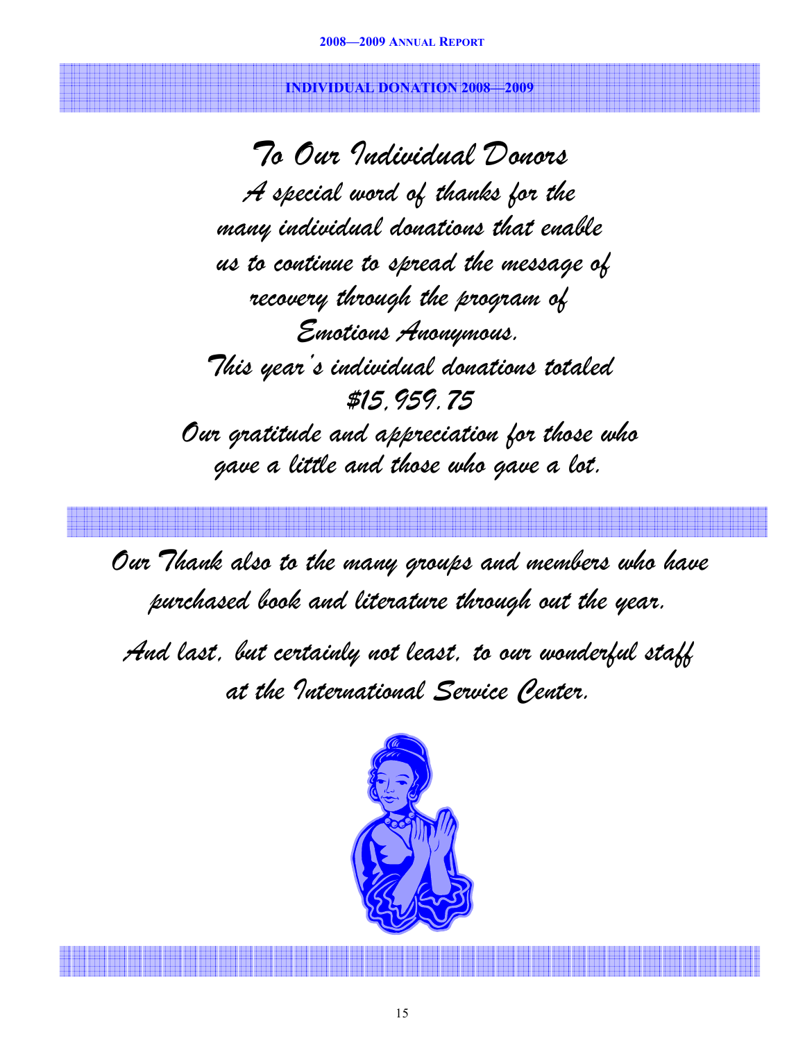## INDIVIDUAL DONATION 2008—2009

# *To Our Individual Donors*

*A special word of thanks for the many individual donations that enable us to continue to spread the message of recovery through the program of Emotions Anonymous.*

*This year's individual donations totaled $15,959.75*

*Our gratitude and appreciation for those who gave a little and those who gave a lot.*

*Our Thank also to the many groups and members who have purchased book and literature through out the year.*

*And last, but certainly not least, to our wonderful staff at the International Service Center.*